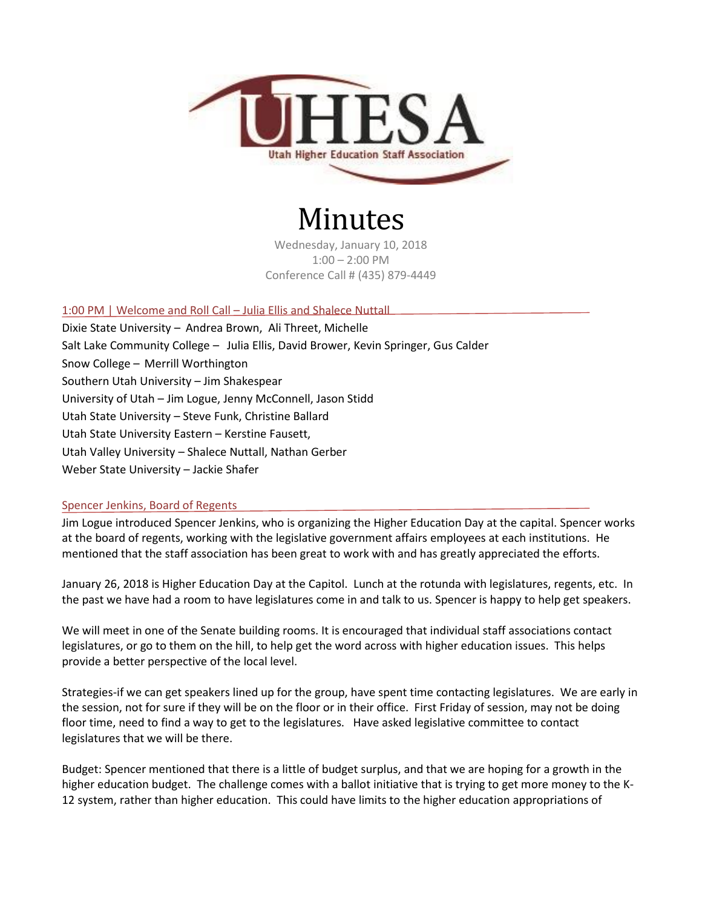UHESA

Utah Higher Education Staff Association

# Minutes

Wednesday, January 10, 2018
1:00 – 2:00 PM
Conference Call # (435) 879-4449

## 1:00 PM | Welcome and Roll Call – Julia Ellis and Shalece Nuttall

Dixie State University – Andrea Brown, Ali Threet, Michelle
Salt Lake Community College – Julia Ellis, David Brower, Kevin Springer, Gus Calder
Snow College – Merrill Worthington
Southern Utah University – Jim Shakespear
University of Utah – Jim Logue, Jenny McConnell, Jason Stidd
Utah State University – Steve Funk, Christine Ballard
Utah State University Eastern – Kerstine Fausett,
Utah Valley University – Shalece Nuttall, Nathan Gerber
Weber State University – Jackie Shafer

## Spencer Jenkins, Board of Regents

Jim Logue introduced Spencer Jenkins, who is organizing the Higher Education Day at the capital. Spencer works at the board of regents, working with the legislative government affairs employees at each institutions. He mentioned that the staff association has been great to work with and has greatly appreciated the efforts.

January 26, 2018 is Higher Education Day at the Capitol. Lunch at the rotunda with legislatures, regents, etc. In the past we have had a room to have legislatures come in and talk to us. Spencer is happy to help get speakers.

We will meet in one of the Senate building rooms. It is encouraged that individual staff associations contact legislatures, or go to them on the hill, to help get the word across with higher education issues. This helps provide a better perspective of the local level.

Strategies-if we can get speakers lined up for the group, have spent time contacting legislatures. We are early in the session, not for sure if they will be on the floor or in their office. First Friday of session, may not be doing floor time, need to find a way to get to the legislatures. Have asked legislative committee to contact legislatures that we will be there.

Budget: Spencer mentioned that there is a little of budget surplus, and that we are hoping for a growth in the higher education budget. The challenge comes with a ballot initiative that is trying to get more money to the K-12 system, rather than higher education. This could have limits to the higher education appropriations of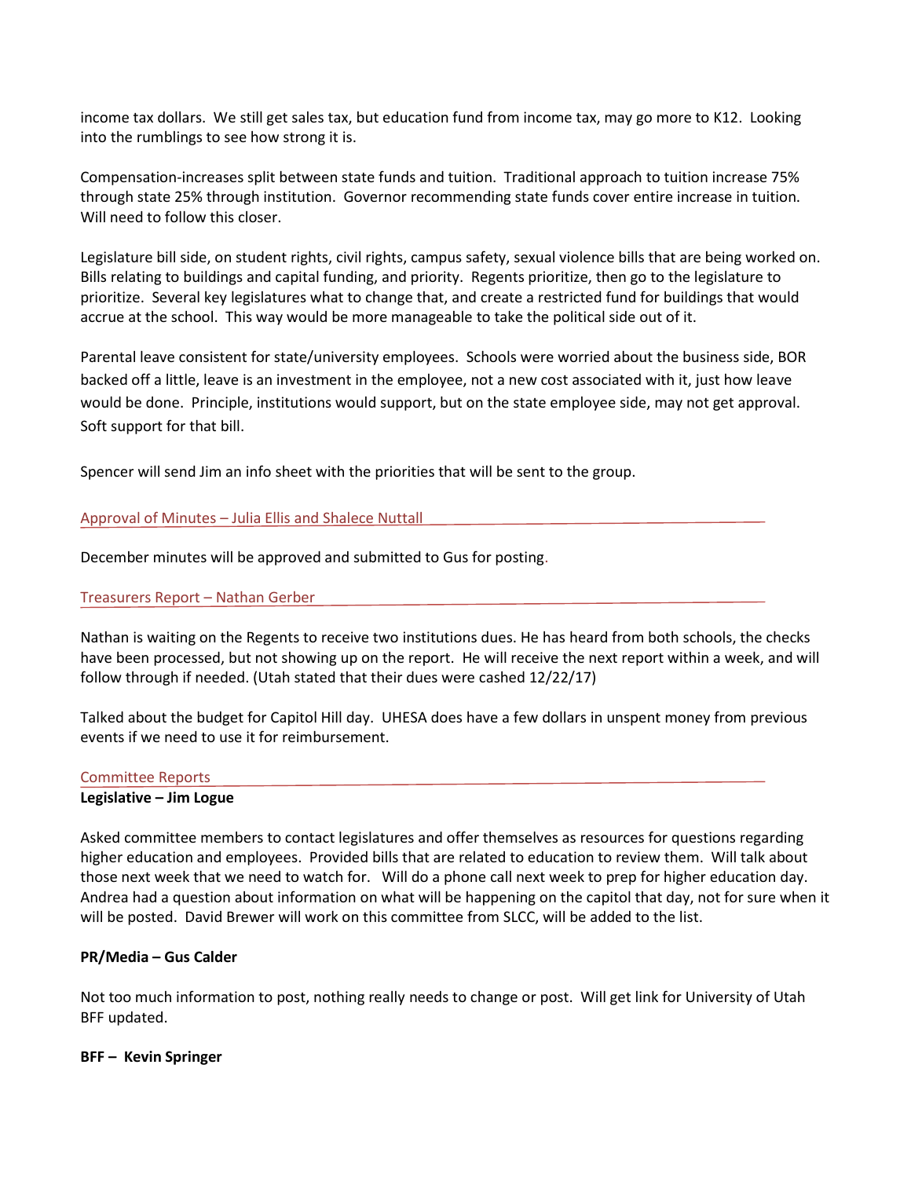income tax dollars. We still get sales tax, but education fund from income tax, may go more to K12. Looking into the rumblings to see how strong it is.

Compensation-increases split between state funds and tuition. Traditional approach to tuition increase 75% through state 25% through institution. Governor recommending state funds cover entire increase in tuition. Will need to follow this closer.

Legislature bill side, on student rights, civil rights, campus safety, sexual violence bills that are being worked on. Bills relating to buildings and capital funding, and priority. Regents prioritize, then go to the legislature to prioritize. Several key legislatures what to change that, and create a restricted fund for buildings that would accrue at the school. This way would be more manageable to take the political side out of it.

Parental leave consistent for state/university employees. Schools were worried about the business side, BOR backed off a little, leave is an investment in the employee, not a new cost associated with it, just how leave would be done. Principle, institutions would support, but on the state employee side, may not get approval. Soft support for that bill.

Spencer will send Jim an info sheet with the priorities that will be sent to the group.

## Approval of Minutes – Julia Ellis and Shalece Nuttall

December minutes will be approved and submitted to Gus for posting.

## Treasurers Report – Nathan Gerber

Nathan is waiting on the Regents to receive two institutions dues. He has heard from both schools, the checks have been processed, but not showing up on the report. He will receive the next report within a week, and will follow through if needed. (Utah stated that their dues were cashed 12/22/17)

Talked about the budget for Capitol Hill day. UHESA does have a few dollars in unspent money from previous events if we need to use it for reimbursement.

## Committee Reports

**Legislative – Jim Logue**

Asked committee members to contact legislatures and offer themselves as resources for questions regarding higher education and employees. Provided bills that are related to education to review them. Will talk about those next week that we need to watch for. Will do a phone call next week to prep for higher education day. Andrea had a question about information on what will be happening on the capitol that day, not for sure when it will be posted. David Brewer will work on this committee from SLCC, will be added to the list.

**PR/Media – Gus Calder**

Not too much information to post, nothing really needs to change or post. Will get link for University of Utah BFF updated.

**BFF – Kevin Springer**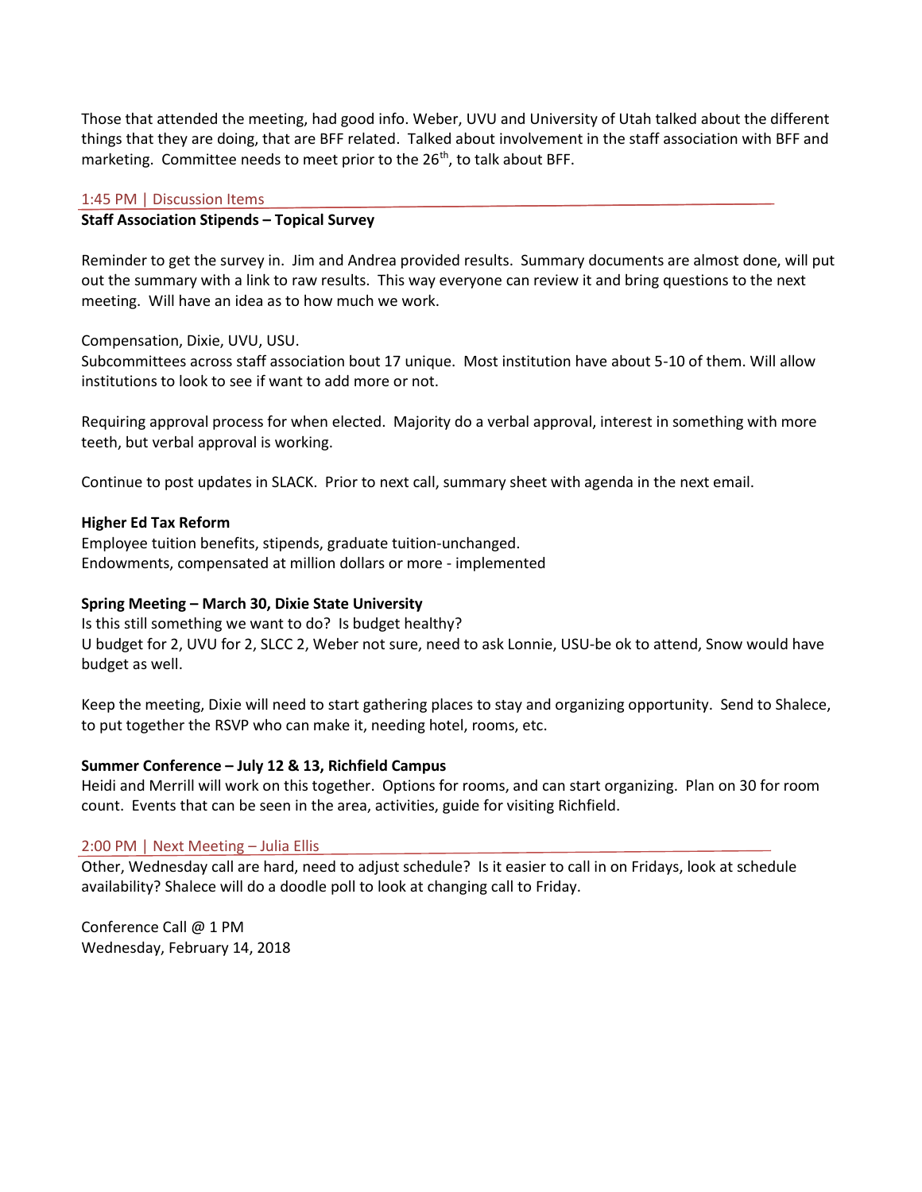Those that attended the meeting, had good info. Weber, UVU and University of Utah talked about the different things that they are doing, that are BFF related. Talked about involvement in the staff association with BFF and marketing. Committee needs to meet prior to the 26th, to talk about BFF.

## 1:45 PM | Discussion Items

**Staff Association Stipends – Topical Survey**

Reminder to get the survey in. Jim and Andrea provided results. Summary documents are almost done, will put out the summary with a link to raw results. This way everyone can review it and bring questions to the next meeting. Will have an idea as to how much we work.

Compensation, Dixie, UVU, USU.
Subcommittees across staff association bout 17 unique. Most institution have about 5-10 of them. Will allow institutions to look to see if want to add more or not.

Requiring approval process for when elected. Majority do a verbal approval, interest in something with more teeth, but verbal approval is working.

Continue to post updates in SLACK. Prior to next call, summary sheet with agenda in the next email.

**Higher Ed Tax Reform**
Employee tuition benefits, stipends, graduate tuition-unchanged.
Endowments, compensated at million dollars or more - implemented

**Spring Meeting – March 30, Dixie State University**
Is this still something we want to do? Is budget healthy?
U budget for 2, UVU for 2, SLCC 2, Weber not sure, need to ask Lonnie, USU-be ok to attend, Snow would have budget as well.

Keep the meeting, Dixie will need to start gathering places to stay and organizing opportunity. Send to Shalece, to put together the RSVP who can make it, needing hotel, rooms, etc.

**Summer Conference – July 12 & 13, Richfield Campus**
Heidi and Merrill will work on this together. Options for rooms, and can start organizing. Plan on 30 for room count. Events that can be seen in the area, activities, guide for visiting Richfield.

## 2:00 PM | Next Meeting – Julia Ellis

Other, Wednesday call are hard, need to adjust schedule? Is it easier to call in on Fridays, look at schedule availability? Shalece will do a doodle poll to look at changing call to Friday.

Conference Call @ 1 PM
Wednesday, February 14, 2018